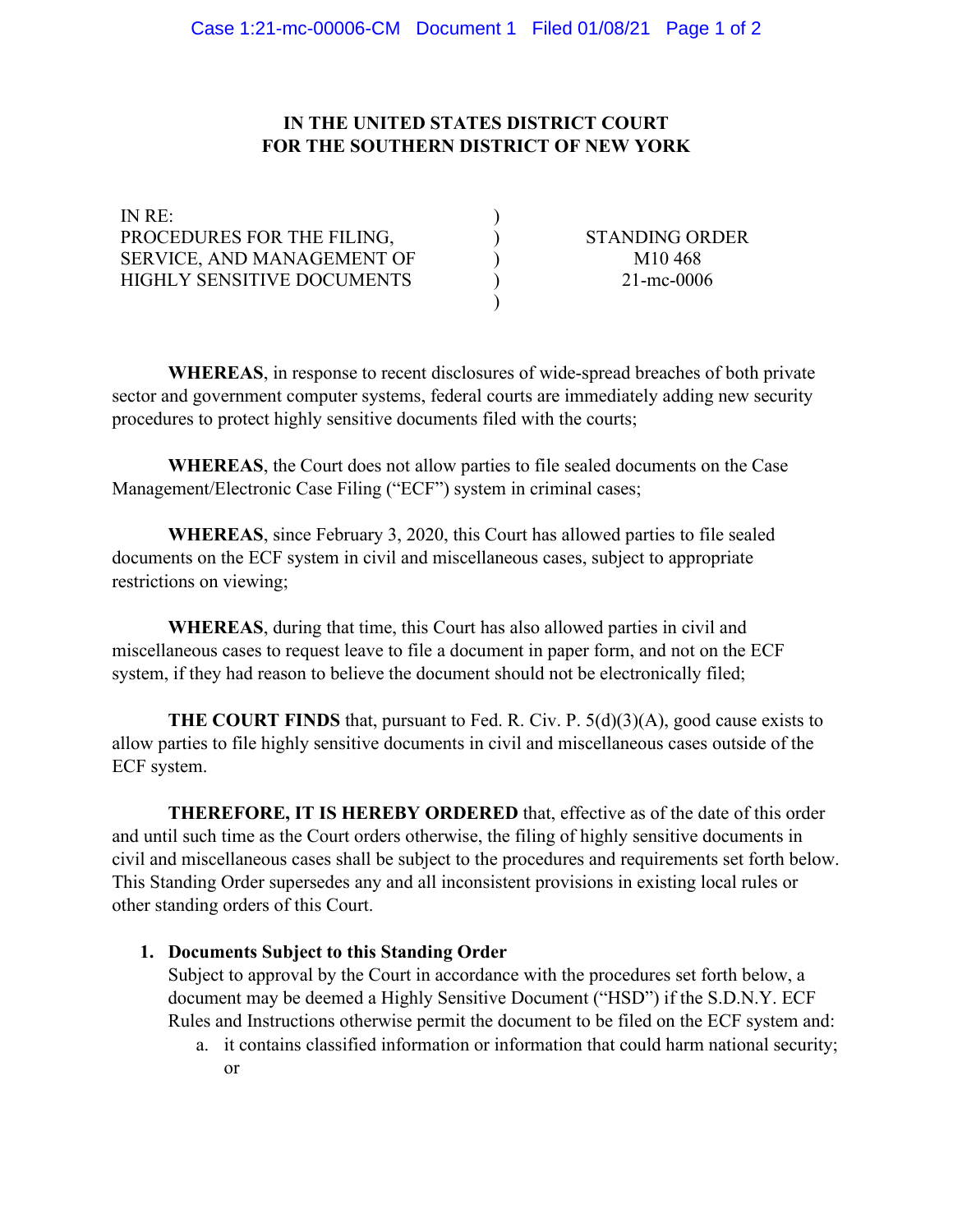**IN THE UNITED STATES DISTRICT COURT**
**FOR THE SOUTHERN DISTRICT OF NEW YORK**

| | | |
|---|---|---|
| IN RE: PROCEDURES FOR THE FILING, SERVICE, AND MANAGEMENT OF HIGHLY SENSITIVE DOCUMENTS | ) | STANDING ORDER M10 468 21-mc-0006 |

**WHEREAS**, in response to recent disclosures of wide-spread breaches of both private sector and government computer systems, federal courts are immediately adding new security procedures to protect highly sensitive documents filed with the courts;

**WHEREAS**, the Court does not allow parties to file sealed documents on the Case Management/Electronic Case Filing ("ECF") system in criminal cases;

**WHEREAS**, since February 3, 2020, this Court has allowed parties to file sealed documents on the ECF system in civil and miscellaneous cases, subject to appropriate restrictions on viewing;

**WHEREAS**, during that time, this Court has also allowed parties in civil and miscellaneous cases to request leave to file a document in paper form, and not on the ECF system, if they had reason to believe the document should not be electronically filed;

**THE COURT FINDS** that, pursuant to Fed. R. Civ. P. 5(d)(3)(A), good cause exists to allow parties to file highly sensitive documents in civil and miscellaneous cases outside of the ECF system.

**THEREFORE, IT IS HEREBY ORDERED** that, effective as of the date of this order and until such time as the Court orders otherwise, the filing of highly sensitive documents in civil and miscellaneous cases shall be subject to the procedures and requirements set forth below. This Standing Order supersedes any and all inconsistent provisions in existing local rules or other standing orders of this Court.

1. **Documents Subject to this Standing Order**
   Subject to approval by the Court in accordance with the procedures set forth below, a document may be deemed a Highly Sensitive Document ("HSD") if the S.D.N.Y. ECF Rules and Instructions otherwise permit the document to be filed on the ECF system and:
   a. it contains classified information or information that could harm national security; or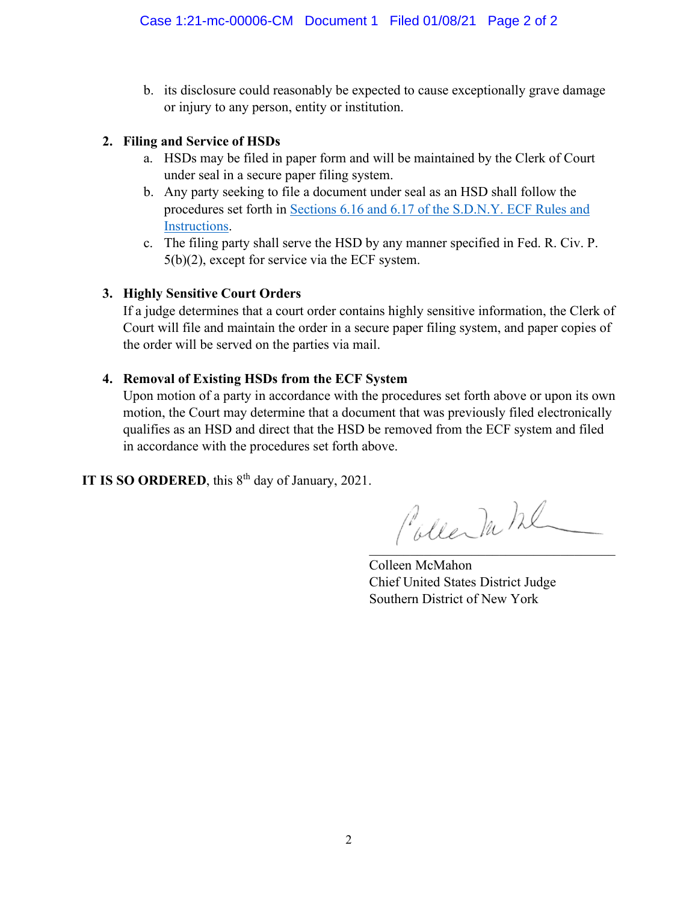b. its disclosure could reasonably be expected to cause exceptionally grave damage or injury to any person, entity or institution.

2. **Filing and Service of HSDs**
   a. HSDs may be filed in paper form and will be maintained by the Clerk of Court under seal in a secure paper filing system.
   b. Any party seeking to file a document under seal as an HSD shall follow the procedures set forth in Sections 6.16 and 6.17 of the S.D.N.Y. ECF Rules and Instructions.
   c. The filing party shall serve the HSD by any manner specified in Fed. R. Civ. P. 5(b)(2), except for service via the ECF system.

3. **Highly Sensitive Court Orders**
   If a judge determines that a court order contains highly sensitive information, the Clerk of Court will file and maintain the order in a secure paper filing system, and paper copies of the order will be served on the parties via mail.

4. **Removal of Existing HSDs from the ECF System**
   Upon motion of a party in accordance with the procedures set forth above or upon its own motion, the Court may determine that a document that was previously filed electronically qualifies as an HSD and direct that the HSD be removed from the ECF system and filed in accordance with the procedures set forth above.

**IT IS SO ORDERED**, this 8th day of January, 2021.

Colleen McMahon
Chief United States District Judge
Southern District of New York